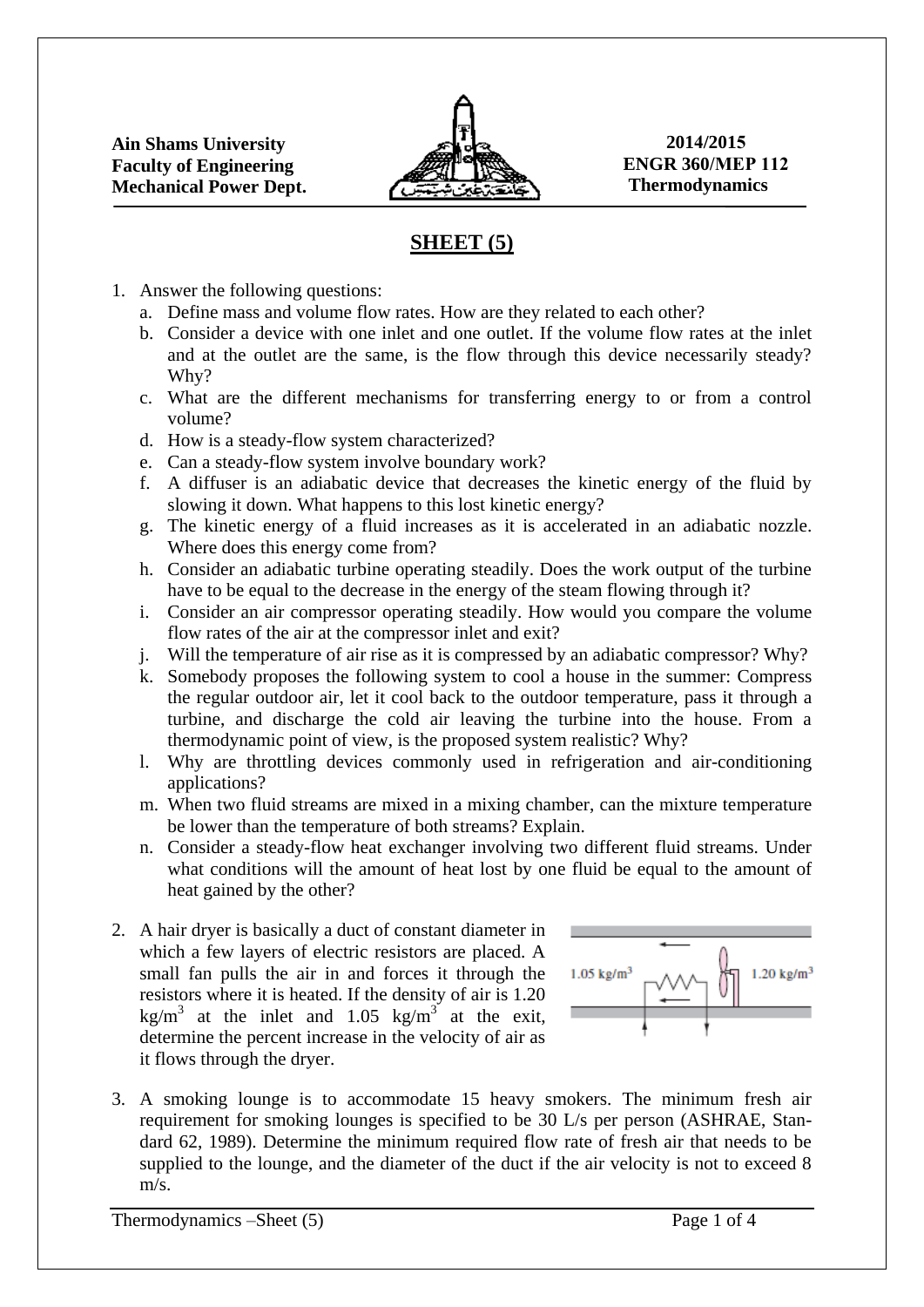Ain Shams University
Faculty of Engineering
Mechanical Power Dept.

2014/2015
ENGR 360/MEP 112
Thermodynamics

# SHEET (5)

1. Answer the following questions:
   a. Define mass and volume flow rates. How are they related to each other?
   b. Consider a device with one inlet and one outlet. If the volume flow rates at the inlet and at the outlet are the same, is the flow through this device necessarily steady? Why?
   c. What are the different mechanisms for transferring energy to or from a control volume?
   d. How is a steady-flow system characterized?
   e. Can a steady-flow system involve boundary work?
   f. A diffuser is an adiabatic device that decreases the kinetic energy of the fluid by slowing it down. What happens to this lost kinetic energy?
   g. The kinetic energy of a fluid increases as it is accelerated in an adiabatic nozzle. Where does this energy come from?
   h. Consider an adiabatic turbine operating steadily. Does the work output of the turbine have to be equal to the decrease in the energy of the steam flowing through it?
   i. Consider an air compressor operating steadily. How would you compare the volume flow rates of the air at the compressor inlet and exit?
   j. Will the temperature of air rise as it is compressed by an adiabatic compressor? Why?
   k. Somebody proposes the following system to cool a house in the summer: Compress the regular outdoor air, let it cool back to the outdoor temperature, pass it through a turbine, and discharge the cold air leaving the turbine into the house. From a thermodynamic point of view, is the proposed system realistic? Why?
   l. Why are throttling devices commonly used in refrigeration and air-conditioning applications?
   m. When two fluid streams are mixed in a mixing chamber, can the mixture temperature be lower than the temperature of both streams? Explain.
   n. Consider a steady-flow heat exchanger involving two different fluid streams. Under what conditions will the amount of heat lost by one fluid be equal to the amount of heat gained by the other?

2. A hair dryer is basically a duct of constant diameter in which a few layers of electric resistors are placed. A small fan pulls the air in and forces it through the resistors where it is heated. If the density of air is 1.20 $kg/m^3$ at the inlet and 1.05 $kg/m^3$ at the exit, determine the percent increase in the velocity of air as it flows through the dryer.

   1.05 $kg/m^3$ 1.20 $kg/m^3$

3. A smoking lounge is to accommodate 15 heavy smokers. The minimum fresh air requirement for smoking lounges is specified to be 30 L/s per person (ASHRAE, Standard 62, 1989). Determine the minimum required flow rate of fresh air that needs to be supplied to the lounge, and the diameter of the duct if the air velocity is not to exceed 8 m/s.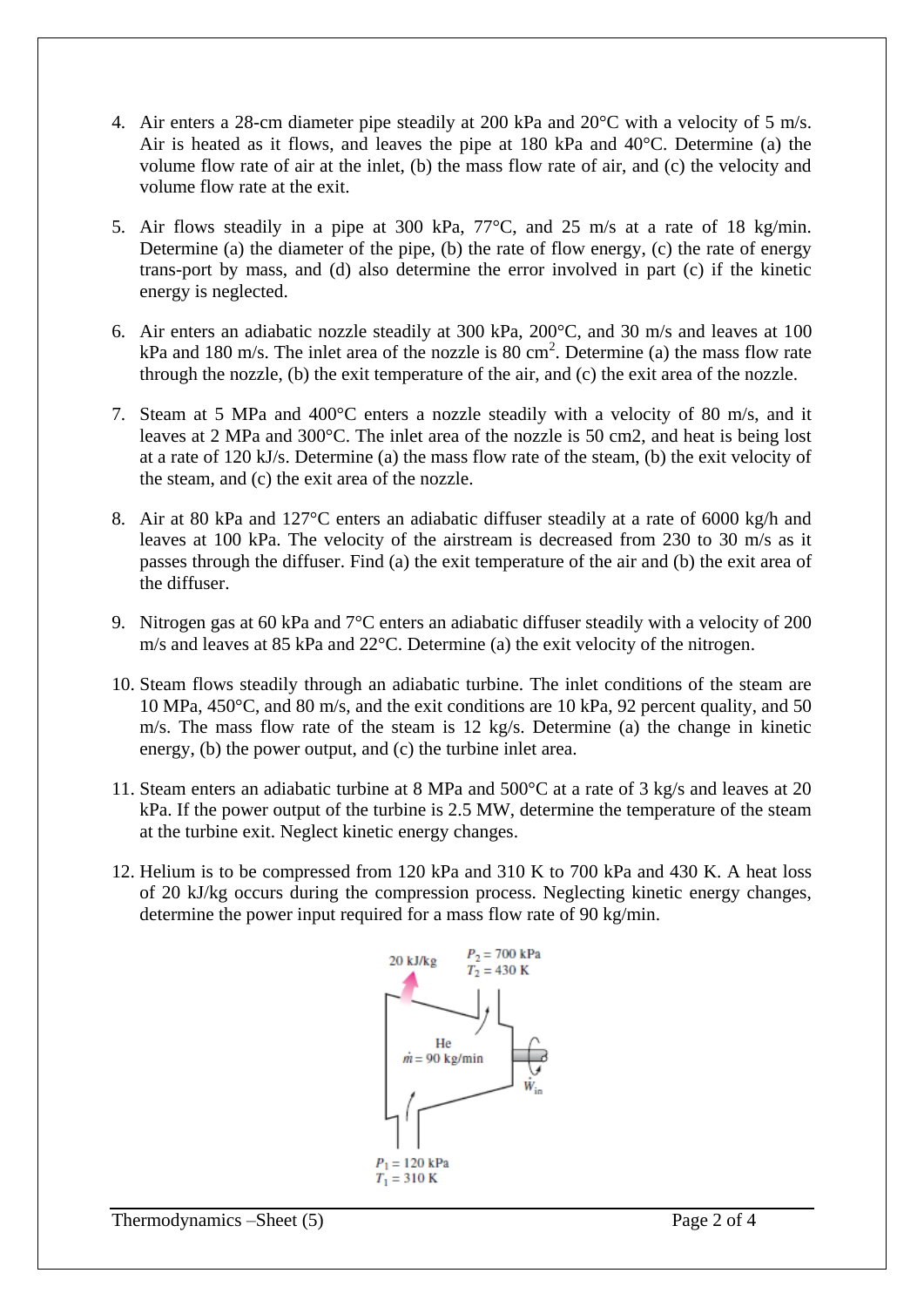4. Air enters a 28-cm diameter pipe steadily at 200 kPa and 20°C with a velocity of 5 m/s. Air is heated as it flows, and leaves the pipe at 180 kPa and 40°C. Determine (a) the volume flow rate of air at the inlet, (b) the mass flow rate of air, and (c) the velocity and volume flow rate at the exit.

5. Air flows steadily in a pipe at 300 kPa, 77°C, and 25 m/s at a rate of 18 kg/min. Determine (a) the diameter of the pipe, (b) the rate of flow energy, (c) the rate of energy trans-port by mass, and (d) also determine the error involved in part (c) if the kinetic energy is neglected.

6. Air enters an adiabatic nozzle steadily at 300 kPa, 200°C, and 30 m/s and leaves at 100 kPa and 180 m/s. The inlet area of the nozzle is 80 $cm^2$. Determine (a) the mass flow rate through the nozzle, (b) the exit temperature of the air, and (c) the exit area of the nozzle.

7. Steam at 5 MPa and 400°C enters a nozzle steadily with a velocity of 80 m/s, and it leaves at 2 MPa and 300°C. The inlet area of the nozzle is 50 cm2, and heat is being lost at a rate of 120 kJ/s. Determine (a) the mass flow rate of the steam, (b) the exit velocity of the steam, and (c) the exit area of the nozzle.

8. Air at 80 kPa and 127°C enters an adiabatic diffuser steadily at a rate of 6000 kg/h and leaves at 100 kPa. The velocity of the airstream is decreased from 230 to 30 m/s as it passes through the diffuser. Find (a) the exit temperature of the air and (b) the exit area of the diffuser.

9. Nitrogen gas at 60 kPa and 7°C enters an adiabatic diffuser steadily with a velocity of 200 m/s and leaves at 85 kPa and 22°C. Determine (a) the exit velocity of the nitrogen.

10. Steam flows steadily through an adiabatic turbine. The inlet conditions of the steam are 10 MPa, 450°C, and 80 m/s, and the exit conditions are 10 kPa, 92 percent quality, and 50 m/s. The mass flow rate of the steam is 12 kg/s. Determine (a) the change in kinetic energy, (b) the power output, and (c) the turbine inlet area.

11. Steam enters an adiabatic turbine at 8 MPa and 500°C at a rate of 3 kg/s and leaves at 20 kPa. If the power output of the turbine is 2.5 MW, determine the temperature of the steam at the turbine exit. Neglect kinetic energy changes.

12. Helium is to be compressed from 120 kPa and 310 K to 700 kPa and 430 K. A heat loss of 20 kJ/kg occurs during the compression process. Neglecting kinetic energy changes, determine the power input required for a mass flow rate of 90 kg/min.

20 kJ/kg

$P_2 = 700$ kPa
$T_2 = 430$ K

He
$\dot{m} = 90$ kg/min

$\dot{W}_{in}$

$P_1 = 120$ kPa
$T_1 = 310$ K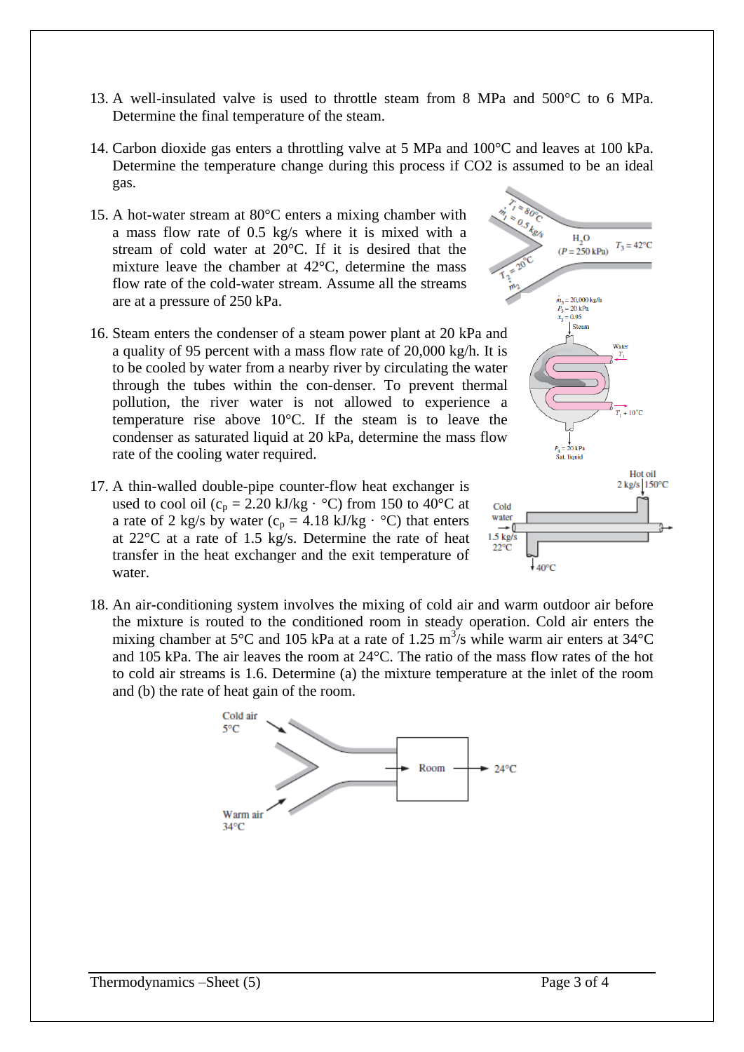13. A well-insulated valve is used to throttle steam from 8 MPa and 500°C to 6 MPa. Determine the final temperature of the steam.

14. Carbon dioxide gas enters a throttling valve at 5 MPa and 100°C and leaves at 100 kPa. Determine the temperature change during this process if CO2 is assumed to be an ideal gas.

15. A hot-water stream at 80°C enters a mixing chamber with a mass flow rate of 0.5 kg/s where it is mixed with a stream of cold water at 20°C. If it is desired that the mixture leave the chamber at 42°C, determine the mass flow rate of the cold-water stream. Assume all the streams are at a pressure of 250 kPa.

16. Steam enters the condenser of a steam power plant at 20 kPa and a quality of 95 percent with a mass flow rate of 20,000 kg/h. It is to be cooled by water from a nearby river by circulating the water through the tubes within the con-denser. To prevent thermal pollution, the river water is not allowed to experience a temperature rise above 10°C. If the steam is to leave the condenser as saturated liquid at 20 kPa, determine the mass flow rate of the cooling water required.

17. A thin-walled double-pipe counter-flow heat exchanger is used to cool oil ($c_p$ = 2.20 kJ/kg · °C) from 150 to 40°C at a rate of 2 kg/s by water ($c_p$ = 4.18 kJ/kg · °C) that enters at 22°C at a rate of 1.5 kg/s. Determine the rate of heat transfer in the heat exchanger and the exit temperature of water.

18. An air-conditioning system involves the mixing of cold air and warm outdoor air before the mixture is routed to the conditioned room in steady operation. Cold air enters the mixing chamber at 5°C and 105 kPa at a rate of 1.25 $m^3$/s while warm air enters at 34°C and 105 kPa. The air leaves the room at 24°C. The ratio of the mass flow rates of the hot to cold air streams is 1.6. Determine (a) the mixture temperature at the inlet of the room and (b) the rate of heat gain of the room.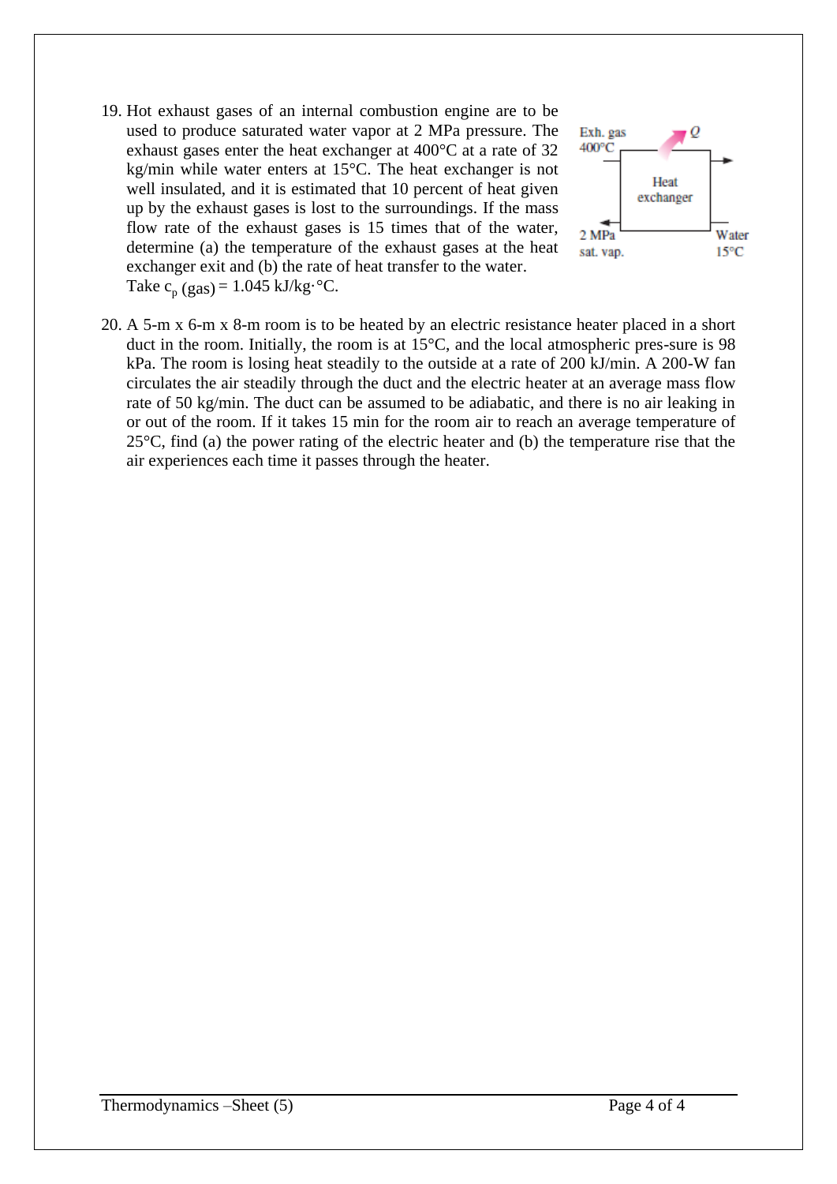19. Hot exhaust gases of an internal combustion engine are to be used to produce saturated water vapor at 2 MPa pressure. The exhaust gases enter the heat exchanger at 400°C at a rate of 32 kg/min while water enters at 15°C. The heat exchanger is not well insulated, and it is estimated that 10 percent of heat given up by the exhaust gases is lost to the surroundings. If the mass flow rate of the exhaust gases is 15 times that of the water, determine (a) the temperature of the exhaust gases at the heat exchanger exit and (b) the rate of heat transfer to the water.
    Take $c_p$ (gas) = 1.045 kJ/kg·°C.

    Exh. gas
    400°C
    Q
    Heat exchanger
    2 MPa
    sat. vap.
    Water
    15°C

20. A 5-m x 6-m x 8-m room is to be heated by an electric resistance heater placed in a short duct in the room. Initially, the room is at 15°C, and the local atmospheric pres-sure is 98 kPa. The room is losing heat steadily to the outside at a rate of 200 kJ/min. A 200-W fan circulates the air steadily through the duct and the electric heater at an average mass flow rate of 50 kg/min. The duct can be assumed to be adiabatic, and there is no air leaking in or out of the room. If it takes 15 min for the room air to reach an average temperature of 25°C, find (a) the power rating of the electric heater and (b) the temperature rise that the air experiences each time it passes through the heater.